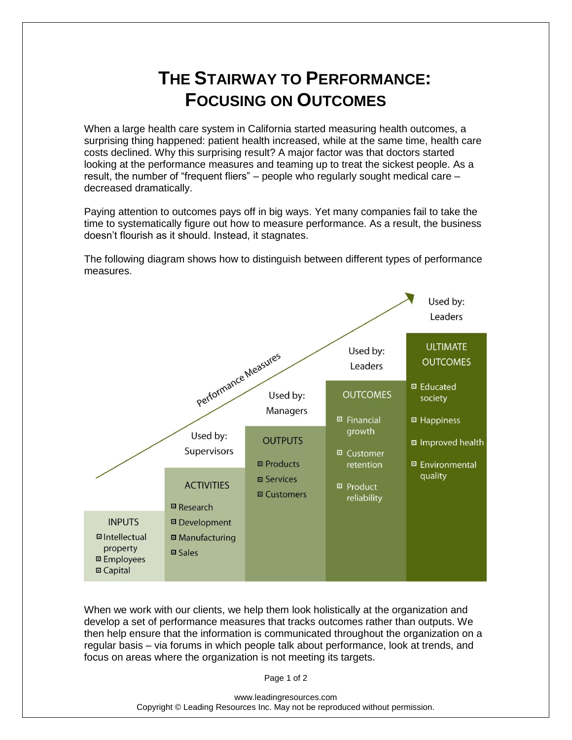# THE STAIRWAY TO PERFORMANCE: FOCUSING ON OUTCOMES

When a large health care system in California started measuring health outcomes, a surprising thing happened: patient health increased, while at the same time, health care costs declined. Why this surprising result? A major factor was that doctors started looking at the performance measures and teaming up to treat the sickest people. As a result, the number of “frequent fliers” – people who regularly sought medical care – decreased dramatically.

Paying attention to outcomes pays off in big ways. Yet many companies fail to take the time to systematically figure out how to measure performance. As a result, the business doesn’t flourish as it should. Instead, it stagnates.

The following diagram shows how to distinguish between different types of performance measures.

Performance Measures

| INPUTS | ACTIVITIES | OUTPUTS | OUTCOMES | ULTIMATE OUTCOMES |
|---|---|---|---|---|
| | Used by: Supervisors | Used by: Managers | Used by: Leaders | Used by: Leaders |
| Intellectual property | Research | Products | Financial growth | Educated society |
| Employees | Development | Services | Customer retention | Happiness |
| Capital | Manufacturing | Customers | Product reliability | Improved health |
| | Sales | | | Environmental quality |

When we work with our clients, we help them look holistically at the organization and develop a set of performance measures that tracks outcomes rather than outputs. We then help ensure that the information is communicated throughout the organization on a regular basis – via forums in which people talk about performance, look at trends, and focus on areas where the organization is not meeting its targets.

www.leadingresources.com
Copyright © Leading Resources Inc. May not be reproduced without permission.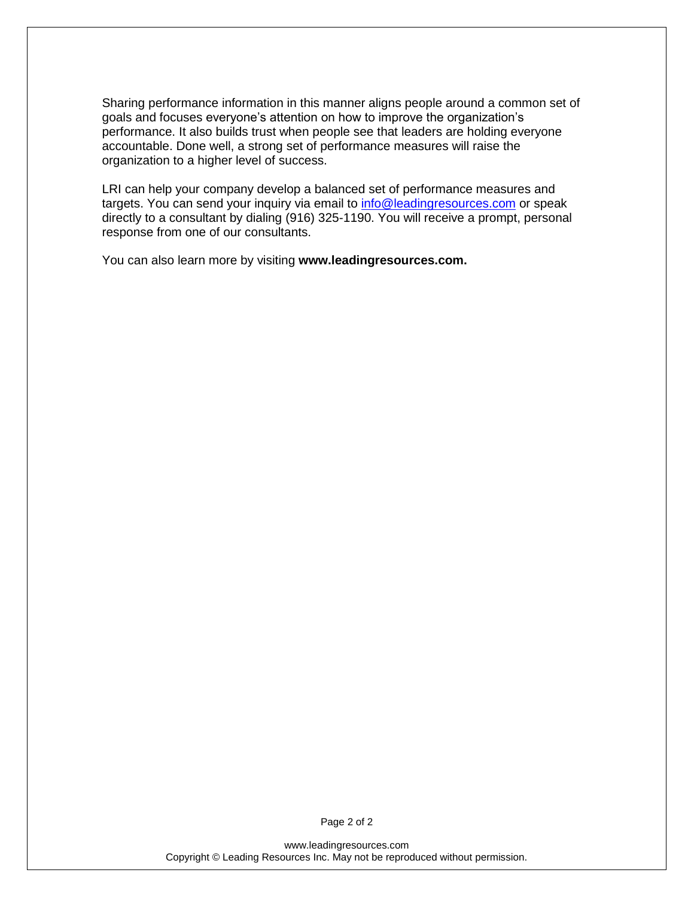Sharing performance information in this manner aligns people around a common set of goals and focuses everyone's attention on how to improve the organization's performance. It also builds trust when people see that leaders are holding everyone accountable. Done well, a strong set of performance measures will raise the organization to a higher level of success.

LRI can help your company develop a balanced set of performance measures and targets. You can send your inquiry via email to info@leadingresources.com or speak directly to a consultant by dialing (916) 325-1190. You will receive a prompt, personal response from one of our consultants.

You can also learn more by visiting **www.leadingresources.com.**